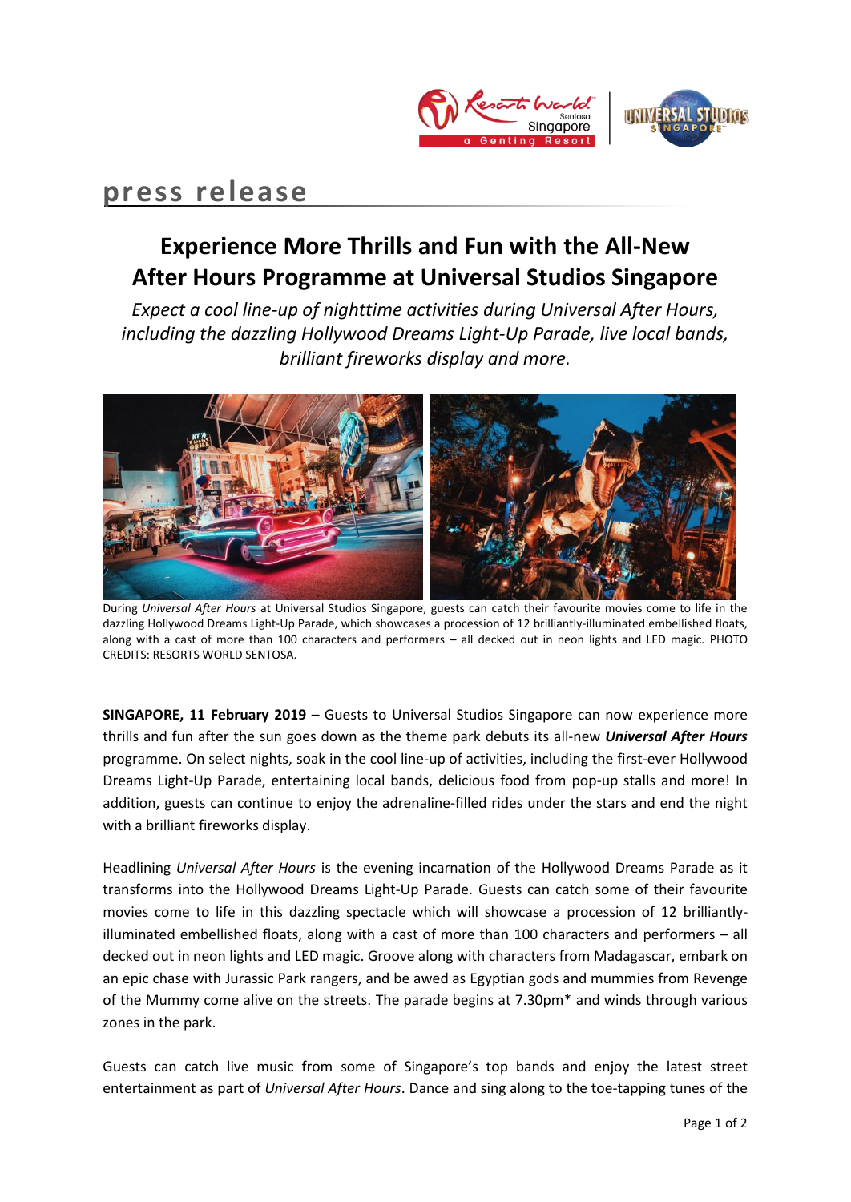press release

# Experience More Thrills and Fun with the All-New After Hours Programme at Universal Studios Singapore

*Expect a cool line-up of nighttime activities during Universal After Hours, including the dazzling Hollywood Dreams Light-Up Parade, live local bands, brilliant fireworks display and more.*

During *Universal After Hours* at Universal Studios Singapore, guests can catch their favourite movies come to life in the dazzling Hollywood Dreams Light-Up Parade, which showcases a procession of 12 brilliantly-illuminated embellished floats, along with a cast of more than 100 characters and performers – all decked out in neon lights and LED magic. PHOTO CREDITS: RESORTS WORLD SENTOSA.

**SINGAPORE, 11 February 2019** – Guests to Universal Studios Singapore can now experience more thrills and fun after the sun goes down as the theme park debuts its all-new ***Universal After Hours*** programme. On select nights, soak in the cool line-up of activities, including the first-ever Hollywood Dreams Light-Up Parade, entertaining local bands, delicious food from pop-up stalls and more! In addition, guests can continue to enjoy the adrenaline-filled rides under the stars and end the night with a brilliant fireworks display.

Headlining *Universal After Hours* is the evening incarnation of the Hollywood Dreams Parade as it transforms into the Hollywood Dreams Light-Up Parade. Guests can catch some of their favourite movies come to life in this dazzling spectacle which will showcase a procession of 12 brilliantly-illuminated embellished floats, along with a cast of more than 100 characters and performers – all decked out in neon lights and LED magic. Groove along with characters from Madagascar, embark on an epic chase with Jurassic Park rangers, and be awed as Egyptian gods and mummies from Revenge of the Mummy come alive on the streets. The parade begins at 7.30pm* and winds through various zones in the park.

Guests can catch live music from some of Singapore's top bands and enjoy the latest street entertainment as part of *Universal After Hours*. Dance and sing along to the toe-tapping tunes of the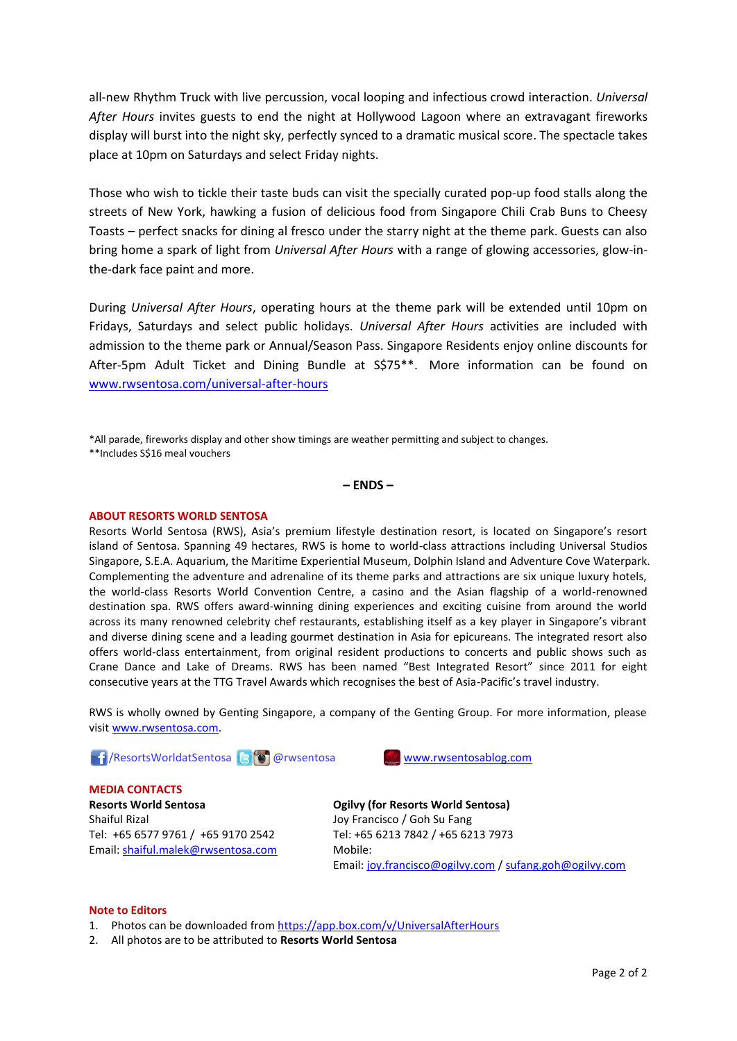all-new Rhythm Truck with live percussion, vocal looping and infectious crowd interaction. *Universal After Hours* invites guests to end the night at Hollywood Lagoon where an extravagant fireworks display will burst into the night sky, perfectly synced to a dramatic musical score. The spectacle takes place at 10pm on Saturdays and select Friday nights.

Those who wish to tickle their taste buds can visit the specially curated pop-up food stalls along the streets of New York, hawking a fusion of delicious food from Singapore Chili Crab Buns to Cheesy Toasts – perfect snacks for dining al fresco under the starry night at the theme park. Guests can also bring home a spark of light from *Universal After Hours* with a range of glowing accessories, glow-in-the-dark face paint and more.

During *Universal After Hours*, operating hours at the theme park will be extended until 10pm on Fridays, Saturdays and select public holidays. *Universal After Hours* activities are included with admission to the theme park or Annual/Season Pass. Singapore Residents enjoy online discounts for After-5pm Adult Ticket and Dining Bundle at S$75**. More information can be found on [www.rwsentosa.com/universal-after-hours](www.rwsentosa.com/universal-after-hours)

*All parade, fireworks display and other show timings are weather permitting and subject to changes.
**Includes S$16 meal vouchers

**– ENDS –**

**ABOUT RESORTS WORLD SENTOSA**

Resorts World Sentosa (RWS), Asia's premium lifestyle destination resort, is located on Singapore's resort island of Sentosa. Spanning 49 hectares, RWS is home to world-class attractions including Universal Studios Singapore, S.E.A. Aquarium, the Maritime Experiential Museum, Dolphin Island and Adventure Cove Waterpark. Complementing the adventure and adrenaline of its theme parks and attractions are six unique luxury hotels, the world-class Resorts World Convention Centre, a casino and the Asian flagship of a world-renowned destination spa. RWS offers award-winning dining experiences and exciting cuisine from around the world across its many renowned celebrity chef restaurants, establishing itself as a key player in Singapore's vibrant and diverse dining scene and a leading gourmet destination in Asia for epicureans. The integrated resort also offers world-class entertainment, from original resident productions to concerts and public shows such as Crane Dance and Lake of Dreams. RWS has been named "Best Integrated Resort" since 2011 for eight consecutive years at the TTG Travel Awards which recognises the best of Asia-Pacific's travel industry.

RWS is wholly owned by Genting Singapore, a company of the Genting Group. For more information, please visit [www.rwsentosa.com](www.rwsentosa.com).

/ResortsWorldatSentosa @rwsentosa [www.rwsentosablog.com](www.rwsentosablog.com)

**MEDIA CONTACTS**

**Resorts World Sentosa**
Shaiful Rizal
Tel: +65 6577 9761 / +65 9170 2542
Email: shaiful.malek@rwsentosa.com

**Ogilvy (for Resorts World Sentosa)**
Joy Francisco / Goh Su Fang
Tel: +65 6213 7842 / +65 6213 7973
Mobile:
Email: joy.francisco@ogilvy.com / sufang.goh@ogilvy.com

**Note to Editors**

1. Photos can be downloaded from [https://app.box.com/v/UniversalAfterHours](https://app.box.com/v/UniversalAfterHours)
2. All photos are to be attributed to **Resorts World Sentosa**